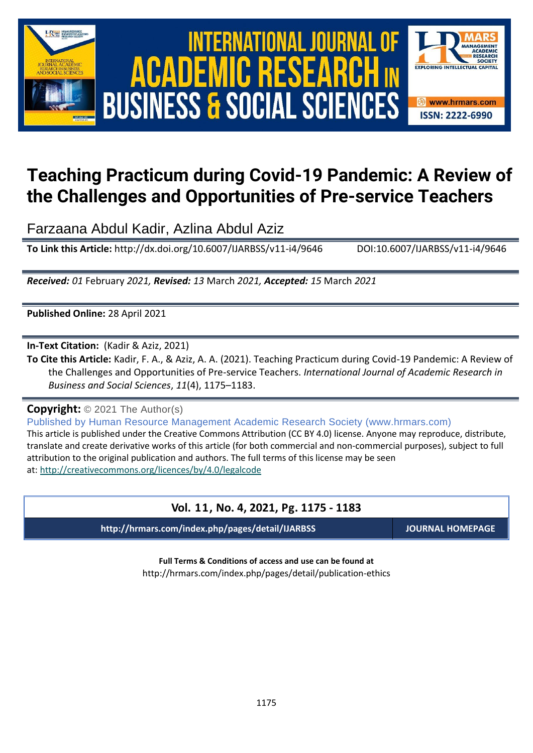# Teaching Practicum during Covid-19 Pandemic: A Review of the Challenges and Opportunities of Pre-service Teachers

Farzaana Abdul Kadir, Azlina Abdul Aziz

**To Link this Article:** http://dx.doi.org/10.6007/IJARBSS/v11-i4/9646 DOI:10.6007/IJARBSS/v11-i4/9646

***Received:** 01* February *2021, **Revised:** 13* March *2021, **Accepted:** 15* March *2021*

**Published Online:** 28 April 2021

**In-Text Citation:** (Kadir & Aziz, 2021)

**To Cite this Article:** Kadir, F. A., & Aziz, A. A. (2021). Teaching Practicum during Covid-19 Pandemic: A Review of the Challenges and Opportunities of Pre-service Teachers. *International Journal of Academic Research in Business and Social Sciences*, *11*(4), 1175–1183.

**Copyright:** © 2021 The Author(s)

Published by Human Resource Management Academic Research Society (www.hrmars.com)

This article is published under the Creative Commons Attribution (CC BY 4.0) license. Anyone may reproduce, distribute, translate and create derivative works of this article (for both commercial and non-commercial purposes), subject to full attribution to the original publication and authors. The full terms of this license may be seen at: http://creativecommons.org/licences/by/4.0/legalcode

**Vol. 11, No. 4, 2021, Pg. 1175 - 1183**

**http://hrmars.com/index.php/pages/detail/IJARBSS** **JOURNAL HOMEPAGE**

**Full Terms & Conditions of access and use can be found at**

http://hrmars.com/index.php/pages/detail/publication-ethics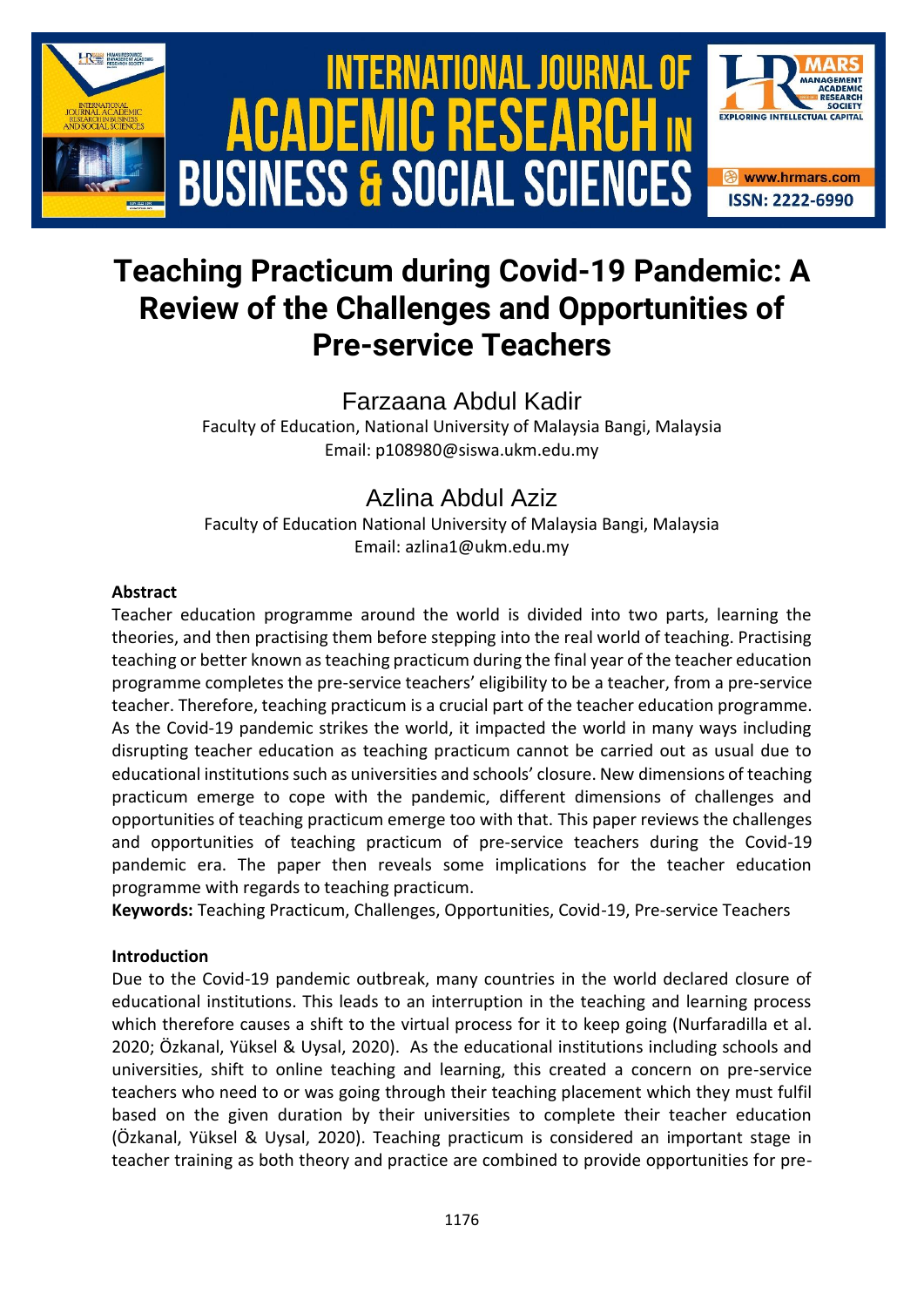# Teaching Practicum during Covid-19 Pandemic: A Review of the Challenges and Opportunities of Pre-service Teachers

Farzaana Abdul Kadir

Faculty of Education, National University of Malaysia Bangi, Malaysia

Email: p108980@siswa.ukm.edu.my

Azlina Abdul Aziz

Faculty of Education National University of Malaysia Bangi, Malaysia

Email: azlina1@ukm.edu.my

**Abstract**

Teacher education programme around the world is divided into two parts, learning the theories, and then practising them before stepping into the real world of teaching. Practising teaching or better known as teaching practicum during the final year of the teacher education programme completes the pre-service teachers' eligibility to be a teacher, from a pre-service teacher. Therefore, teaching practicum is a crucial part of the teacher education programme. As the Covid-19 pandemic strikes the world, it impacted the world in many ways including disrupting teacher education as teaching practicum cannot be carried out as usual due to educational institutions such as universities and schools' closure. New dimensions of teaching practicum emerge to cope with the pandemic, different dimensions of challenges and opportunities of teaching practicum emerge too with that. This paper reviews the challenges and opportunities of teaching practicum of pre-service teachers during the Covid-19 pandemic era. The paper then reveals some implications for the teacher education programme with regards to teaching practicum.

**Keywords:** Teaching Practicum, Challenges, Opportunities, Covid-19, Pre-service Teachers

**Introduction**

Due to the Covid-19 pandemic outbreak, many countries in the world declared closure of educational institutions. This leads to an interruption in the teaching and learning process which therefore causes a shift to the virtual process for it to keep going (Nurfaradilla et al. 2020; Özkanal, Yüksel & Uysal, 2020). As the educational institutions including schools and universities, shift to online teaching and learning, this created a concern on pre-service teachers who need to or was going through their teaching placement which they must fulfil based on the given duration by their universities to complete their teacher education (Özkanal, Yüksel & Uysal, 2020). Teaching practicum is considered an important stage in teacher training as both theory and practice are combined to provide opportunities for pre-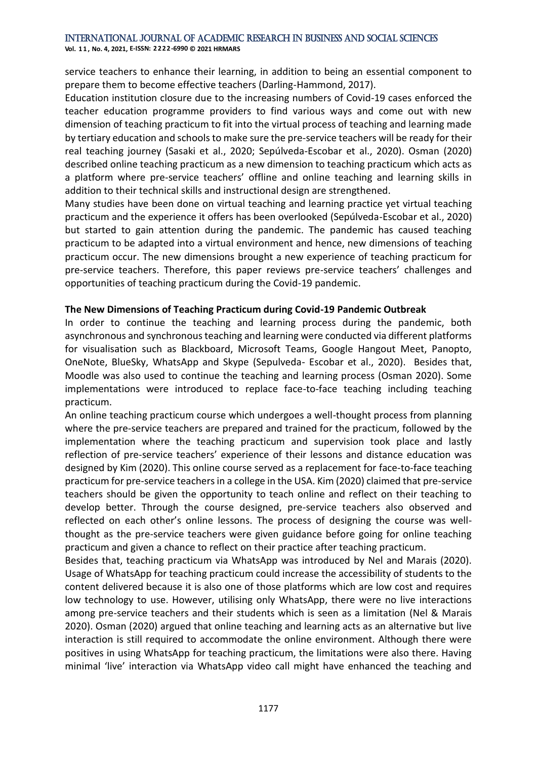service teachers to enhance their learning, in addition to being an essential component to prepare them to become effective teachers (Darling-Hammond, 2017).

Education institution closure due to the increasing numbers of Covid-19 cases enforced the teacher education programme providers to find various ways and come out with new dimension of teaching practicum to fit into the virtual process of teaching and learning made by tertiary education and schools to make sure the pre-service teachers will be ready for their real teaching journey (Sasaki et al., 2020; Sepúlveda-Escobar et al., 2020). Osman (2020) described online teaching practicum as a new dimension to teaching practicum which acts as a platform where pre-service teachers' offline and online teaching and learning skills in addition to their technical skills and instructional design are strengthened.

Many studies have been done on virtual teaching and learning practice yet virtual teaching practicum and the experience it offers has been overlooked (Sepúlveda-Escobar et al., 2020) but started to gain attention during the pandemic. The pandemic has caused teaching practicum to be adapted into a virtual environment and hence, new dimensions of teaching practicum occur. The new dimensions brought a new experience of teaching practicum for pre-service teachers. Therefore, this paper reviews pre-service teachers' challenges and opportunities of teaching practicum during the Covid-19 pandemic.

**The New Dimensions of Teaching Practicum during Covid-19 Pandemic Outbreak**

In order to continue the teaching and learning process during the pandemic, both asynchronous and synchronous teaching and learning were conducted via different platforms for visualisation such as Blackboard, Microsoft Teams, Google Hangout Meet, Panopto, OneNote, BlueSky, WhatsApp and Skype (Sepulveda- Escobar et al., 2020). Besides that, Moodle was also used to continue the teaching and learning process (Osman 2020). Some implementations were introduced to replace face-to-face teaching including teaching practicum.

An online teaching practicum course which undergoes a well-thought process from planning where the pre-service teachers are prepared and trained for the practicum, followed by the implementation where the teaching practicum and supervision took place and lastly reflection of pre-service teachers' experience of their lessons and distance education was designed by Kim (2020). This online course served as a replacement for face-to-face teaching practicum for pre-service teachers in a college in the USA. Kim (2020) claimed that pre-service teachers should be given the opportunity to teach online and reflect on their teaching to develop better. Through the course designed, pre-service teachers also observed and reflected on each other's online lessons. The process of designing the course was well-thought as the pre-service teachers were given guidance before going for online teaching practicum and given a chance to reflect on their practice after teaching practicum.

Besides that, teaching practicum via WhatsApp was introduced by Nel and Marais (2020). Usage of WhatsApp for teaching practicum could increase the accessibility of students to the content delivered because it is also one of those platforms which are low cost and requires low technology to use. However, utilising only WhatsApp, there were no live interactions among pre-service teachers and their students which is seen as a limitation (Nel & Marais 2020). Osman (2020) argued that online teaching and learning acts as an alternative but live interaction is still required to accommodate the online environment. Although there were positives in using WhatsApp for teaching practicum, the limitations were also there. Having minimal 'live' interaction via WhatsApp video call might have enhanced the teaching and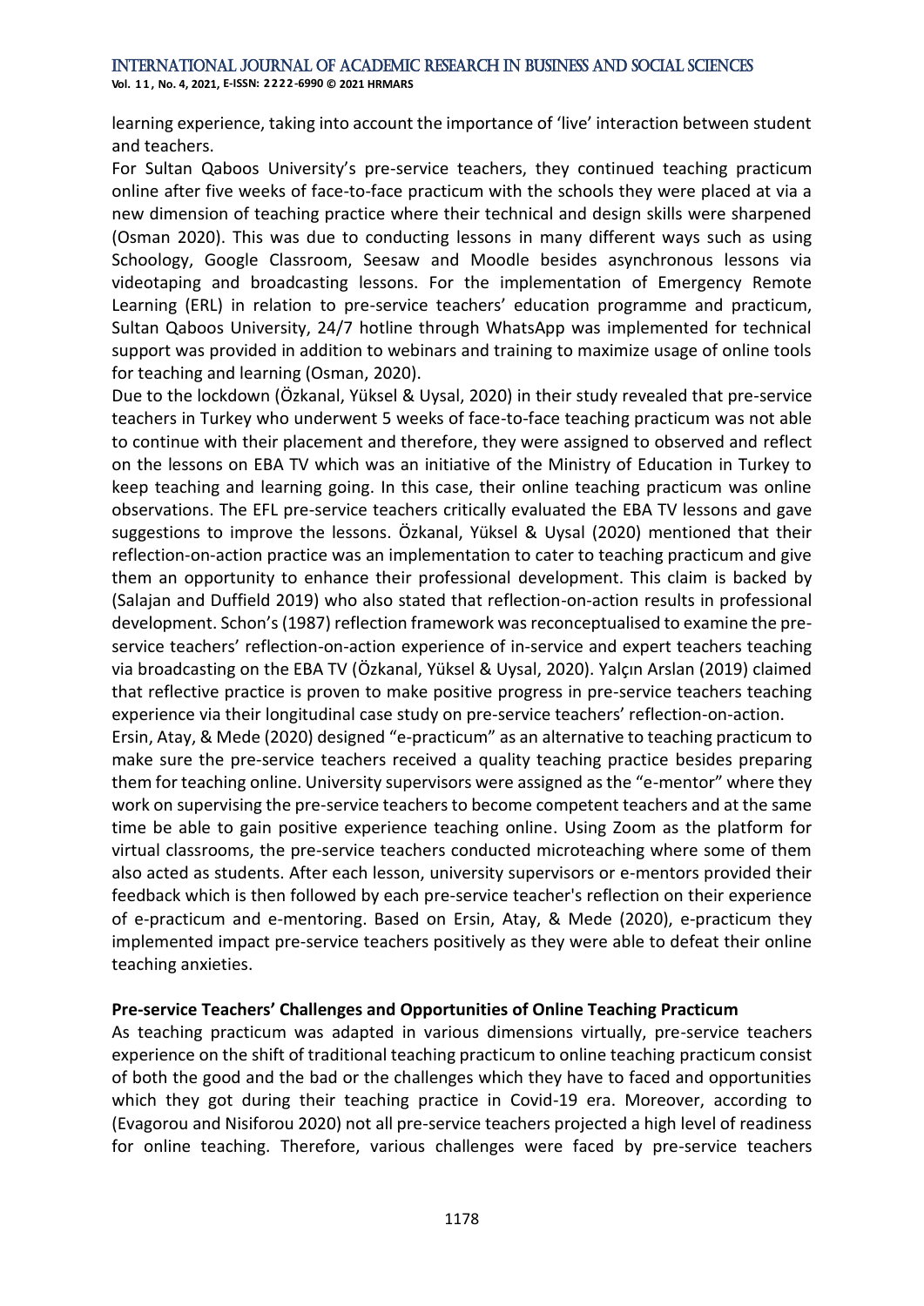learning experience, taking into account the importance of 'live' interaction between student and teachers.

For Sultan Qaboos University's pre-service teachers, they continued teaching practicum online after five weeks of face-to-face practicum with the schools they were placed at via a new dimension of teaching practice where their technical and design skills were sharpened (Osman 2020). This was due to conducting lessons in many different ways such as using Schoology, Google Classroom, Seesaw and Moodle besides asynchronous lessons via videotaping and broadcasting lessons. For the implementation of Emergency Remote Learning (ERL) in relation to pre-service teachers' education programme and practicum, Sultan Qaboos University, 24/7 hotline through WhatsApp was implemented for technical support was provided in addition to webinars and training to maximize usage of online tools for teaching and learning (Osman, 2020).

Due to the lockdown (Özkanal, Yüksel & Uysal, 2020) in their study revealed that pre-service teachers in Turkey who underwent 5 weeks of face-to-face teaching practicum was not able to continue with their placement and therefore, they were assigned to observed and reflect on the lessons on EBA TV which was an initiative of the Ministry of Education in Turkey to keep teaching and learning going. In this case, their online teaching practicum was online observations. The EFL pre-service teachers critically evaluated the EBA TV lessons and gave suggestions to improve the lessons. Özkanal, Yüksel & Uysal (2020) mentioned that their reflection-on-action practice was an implementation to cater to teaching practicum and give them an opportunity to enhance their professional development. This claim is backed by (Salajan and Duffield 2019) who also stated that reflection-on-action results in professional development. Schon's (1987) reflection framework was reconceptualised to examine the pre-service teachers' reflection-on-action experience of in-service and expert teachers teaching via broadcasting on the EBA TV (Özkanal, Yüksel & Uysal, 2020). Yalçın Arslan (2019) claimed that reflective practice is proven to make positive progress in pre-service teachers teaching experience via their longitudinal case study on pre-service teachers' reflection-on-action.

Ersin, Atay, & Mede (2020) designed "e-practicum" as an alternative to teaching practicum to make sure the pre-service teachers received a quality teaching practice besides preparing them for teaching online. University supervisors were assigned as the "e-mentor" where they work on supervising the pre-service teachers to become competent teachers and at the same time be able to gain positive experience teaching online. Using Zoom as the platform for virtual classrooms, the pre-service teachers conducted microteaching where some of them also acted as students. After each lesson, university supervisors or e-mentors provided their feedback which is then followed by each pre-service teacher's reflection on their experience of e-practicum and e-mentoring. Based on Ersin, Atay, & Mede (2020), e-practicum they implemented impact pre-service teachers positively as they were able to defeat their online teaching anxieties.

**Pre-service Teachers' Challenges and Opportunities of Online Teaching Practicum**

As teaching practicum was adapted in various dimensions virtually, pre-service teachers experience on the shift of traditional teaching practicum to online teaching practicum consist of both the good and the bad or the challenges which they have to faced and opportunities which they got during their teaching practice in Covid-19 era. Moreover, according to (Evagorou and Nisiforou 2020) not all pre-service teachers projected a high level of readiness for online teaching. Therefore, various challenges were faced by pre-service teachers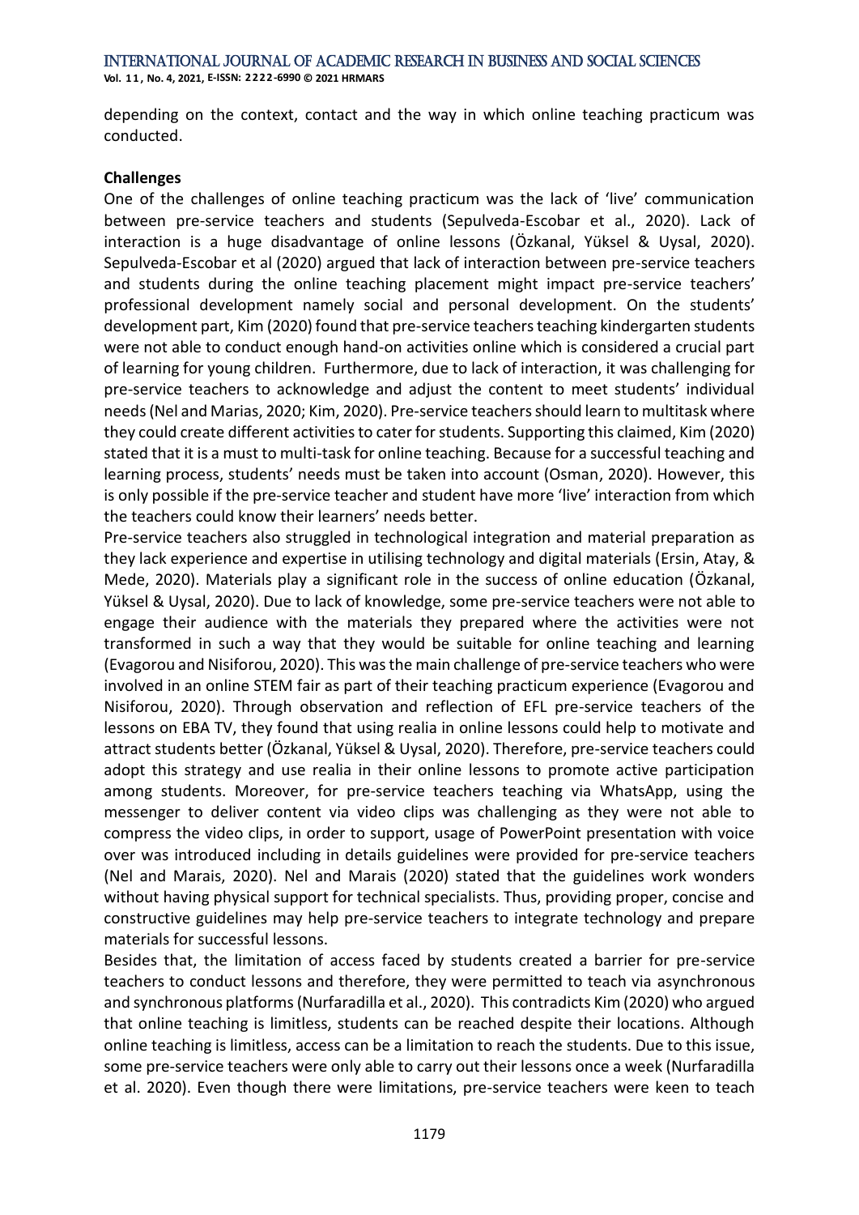depending on the context, contact and the way in which online teaching practicum was conducted.

**Challenges**

One of the challenges of online teaching practicum was the lack of 'live' communication between pre-service teachers and students (Sepulveda-Escobar et al., 2020). Lack of interaction is a huge disadvantage of online lessons (Özkanal, Yüksel & Uysal, 2020). Sepulveda-Escobar et al (2020) argued that lack of interaction between pre-service teachers and students during the online teaching placement might impact pre-service teachers' professional development namely social and personal development. On the students' development part, Kim (2020) found that pre-service teachers teaching kindergarten students were not able to conduct enough hand-on activities online which is considered a crucial part of learning for young children. Furthermore, due to lack of interaction, it was challenging for pre-service teachers to acknowledge and adjust the content to meet students' individual needs (Nel and Marias, 2020; Kim, 2020). Pre-service teachers should learn to multitask where they could create different activities to cater for students. Supporting this claimed, Kim (2020) stated that it is a must to multi-task for online teaching. Because for a successful teaching and learning process, students' needs must be taken into account (Osman, 2020). However, this is only possible if the pre-service teacher and student have more 'live' interaction from which the teachers could know their learners' needs better.

Pre-service teachers also struggled in technological integration and material preparation as they lack experience and expertise in utilising technology and digital materials (Ersin, Atay, & Mede, 2020). Materials play a significant role in the success of online education (Özkanal, Yüksel & Uysal, 2020). Due to lack of knowledge, some pre-service teachers were not able to engage their audience with the materials they prepared where the activities were not transformed in such a way that they would be suitable for online teaching and learning (Evagorou and Nisiforou, 2020). This was the main challenge of pre-service teachers who were involved in an online STEM fair as part of their teaching practicum experience (Evagorou and Nisiforou, 2020). Through observation and reflection of EFL pre-service teachers of the lessons on EBA TV, they found that using realia in online lessons could help to motivate and attract students better (Özkanal, Yüksel & Uysal, 2020). Therefore, pre-service teachers could adopt this strategy and use realia in their online lessons to promote active participation among students. Moreover, for pre-service teachers teaching via WhatsApp, using the messenger to deliver content via video clips was challenging as they were not able to compress the video clips, in order to support, usage of PowerPoint presentation with voice over was introduced including in details guidelines were provided for pre-service teachers (Nel and Marais, 2020). Nel and Marais (2020) stated that the guidelines work wonders without having physical support for technical specialists. Thus, providing proper, concise and constructive guidelines may help pre-service teachers to integrate technology and prepare materials for successful lessons.

Besides that, the limitation of access faced by students created a barrier for pre-service teachers to conduct lessons and therefore, they were permitted to teach via asynchronous and synchronous platforms (Nurfaradilla et al., 2020). This contradicts Kim (2020) who argued that online teaching is limitless, students can be reached despite their locations. Although online teaching is limitless, access can be a limitation to reach the students. Due to this issue, some pre-service teachers were only able to carry out their lessons once a week (Nurfaradilla et al. 2020). Even though there were limitations, pre-service teachers were keen to teach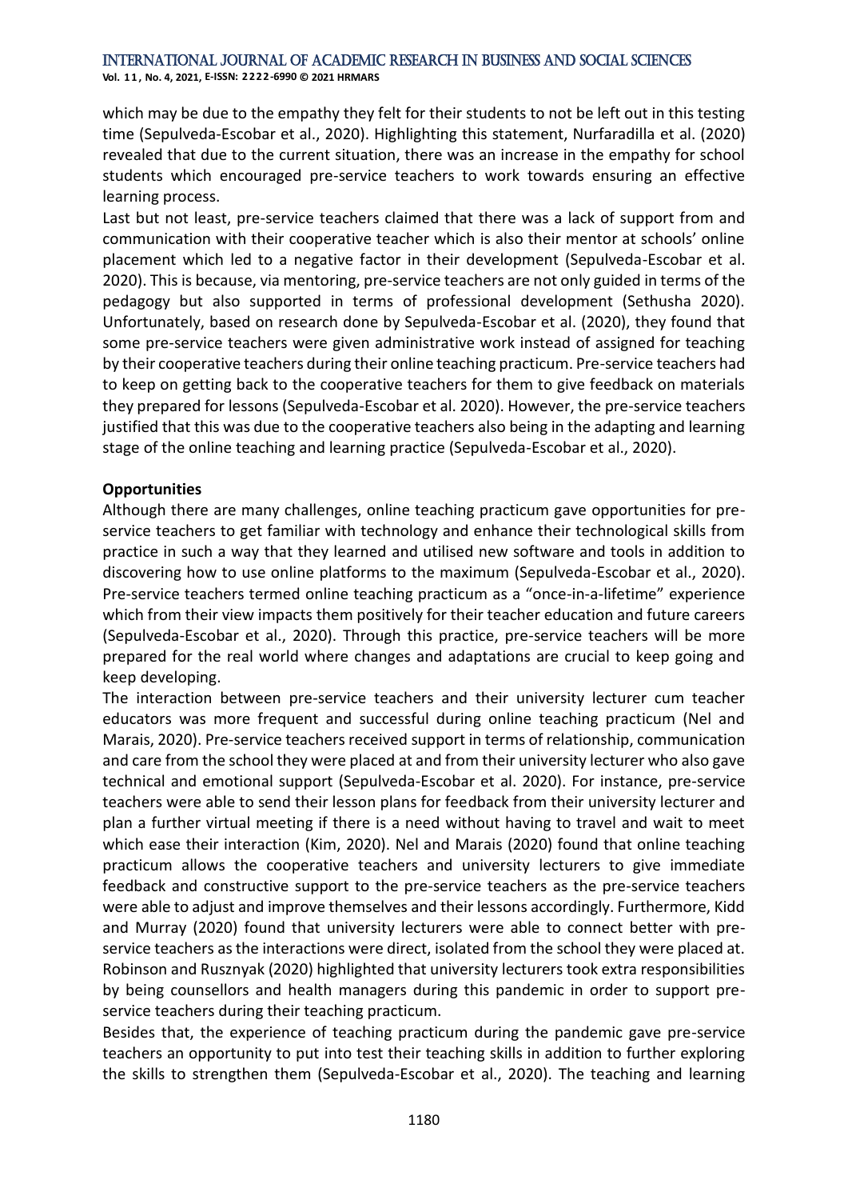which may be due to the empathy they felt for their students to not be left out in this testing time (Sepulveda-Escobar et al., 2020). Highlighting this statement, Nurfaradilla et al. (2020) revealed that due to the current situation, there was an increase in the empathy for school students which encouraged pre-service teachers to work towards ensuring an effective learning process.

Last but not least, pre-service teachers claimed that there was a lack of support from and communication with their cooperative teacher which is also their mentor at schools' online placement which led to a negative factor in their development (Sepulveda-Escobar et al. 2020). This is because, via mentoring, pre-service teachers are not only guided in terms of the pedagogy but also supported in terms of professional development (Sethusha 2020). Unfortunately, based on research done by Sepulveda-Escobar et al. (2020), they found that some pre-service teachers were given administrative work instead of assigned for teaching by their cooperative teachers during their online teaching practicum. Pre-service teachers had to keep on getting back to the cooperative teachers for them to give feedback on materials they prepared for lessons (Sepulveda-Escobar et al. 2020). However, the pre-service teachers justified that this was due to the cooperative teachers also being in the adapting and learning stage of the online teaching and learning practice (Sepulveda-Escobar et al., 2020).

**Opportunities**

Although there are many challenges, online teaching practicum gave opportunities for pre-service teachers to get familiar with technology and enhance their technological skills from practice in such a way that they learned and utilised new software and tools in addition to discovering how to use online platforms to the maximum (Sepulveda-Escobar et al., 2020). Pre-service teachers termed online teaching practicum as a "once-in-a-lifetime" experience which from their view impacts them positively for their teacher education and future careers (Sepulveda-Escobar et al., 2020). Through this practice, pre-service teachers will be more prepared for the real world where changes and adaptations are crucial to keep going and keep developing.

The interaction between pre-service teachers and their university lecturer cum teacher educators was more frequent and successful during online teaching practicum (Nel and Marais, 2020). Pre-service teachers received support in terms of relationship, communication and care from the school they were placed at and from their university lecturer who also gave technical and emotional support (Sepulveda-Escobar et al. 2020). For instance, pre-service teachers were able to send their lesson plans for feedback from their university lecturer and plan a further virtual meeting if there is a need without having to travel and wait to meet which ease their interaction (Kim, 2020). Nel and Marais (2020) found that online teaching practicum allows the cooperative teachers and university lecturers to give immediate feedback and constructive support to the pre-service teachers as the pre-service teachers were able to adjust and improve themselves and their lessons accordingly. Furthermore, Kidd and Murray (2020) found that university lecturers were able to connect better with pre-service teachers as the interactions were direct, isolated from the school they were placed at. Robinson and Rusznyak (2020) highlighted that university lecturers took extra responsibilities by being counsellors and health managers during this pandemic in order to support pre-service teachers during their teaching practicum.

Besides that, the experience of teaching practicum during the pandemic gave pre-service teachers an opportunity to put into test their teaching skills in addition to further exploring the skills to strengthen them (Sepulveda-Escobar et al., 2020). The teaching and learning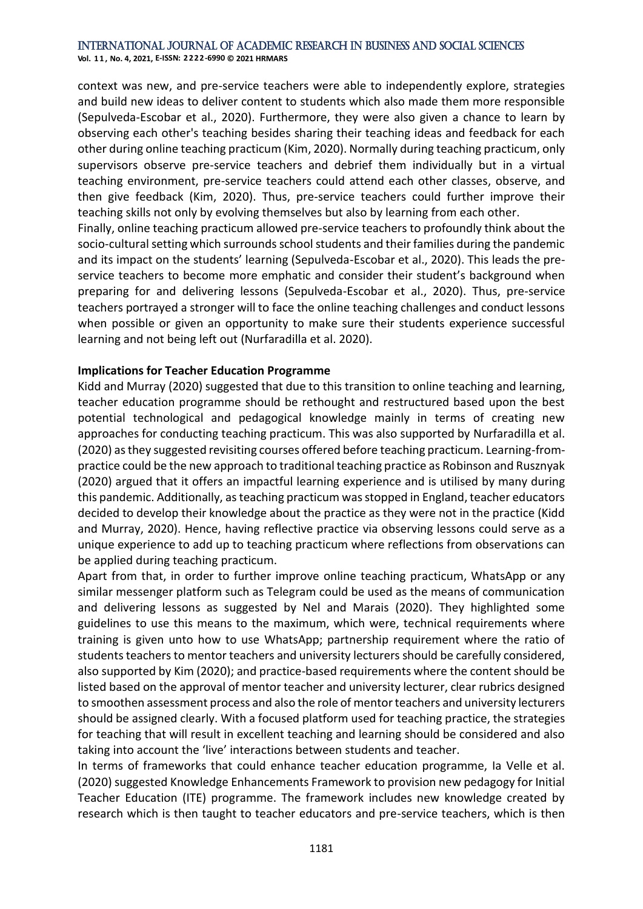context was new, and pre-service teachers were able to independently explore, strategies and build new ideas to deliver content to students which also made them more responsible (Sepulveda-Escobar et al., 2020). Furthermore, they were also given a chance to learn by observing each other's teaching besides sharing their teaching ideas and feedback for each other during online teaching practicum (Kim, 2020). Normally during teaching practicum, only supervisors observe pre-service teachers and debrief them individually but in a virtual teaching environment, pre-service teachers could attend each other classes, observe, and then give feedback (Kim, 2020). Thus, pre-service teachers could further improve their teaching skills not only by evolving themselves but also by learning from each other.

Finally, online teaching practicum allowed pre-service teachers to profoundly think about the socio-cultural setting which surrounds school students and their families during the pandemic and its impact on the students' learning (Sepulveda-Escobar et al., 2020). This leads the pre-service teachers to become more emphatic and consider their student's background when preparing for and delivering lessons (Sepulveda-Escobar et al., 2020). Thus, pre-service teachers portrayed a stronger will to face the online teaching challenges and conduct lessons when possible or given an opportunity to make sure their students experience successful learning and not being left out (Nurfaradilla et al. 2020).

**Implications for Teacher Education Programme**

Kidd and Murray (2020) suggested that due to this transition to online teaching and learning, teacher education programme should be rethought and restructured based upon the best potential technological and pedagogical knowledge mainly in terms of creating new approaches for conducting teaching practicum. This was also supported by Nurfaradilla et al. (2020) as they suggested revisiting courses offered before teaching practicum. Learning-from-practice could be the new approach to traditional teaching practice as Robinson and Rusznyak (2020) argued that it offers an impactful learning experience and is utilised by many during this pandemic. Additionally, as teaching practicum was stopped in England, teacher educators decided to develop their knowledge about the practice as they were not in the practice (Kidd and Murray, 2020). Hence, having reflective practice via observing lessons could serve as a unique experience to add up to teaching practicum where reflections from observations can be applied during teaching practicum.

Apart from that, in order to further improve online teaching practicum, WhatsApp or any similar messenger platform such as Telegram could be used as the means of communication and delivering lessons as suggested by Nel and Marais (2020). They highlighted some guidelines to use this means to the maximum, which were, technical requirements where training is given unto how to use WhatsApp; partnership requirement where the ratio of students teachers to mentor teachers and university lecturers should be carefully considered, also supported by Kim (2020); and practice-based requirements where the content should be listed based on the approval of mentor teacher and university lecturer, clear rubrics designed to smoothen assessment process and also the role of mentor teachers and university lecturers should be assigned clearly. With a focused platform used for teaching practice, the strategies for teaching that will result in excellent teaching and learning should be considered and also taking into account the 'live' interactions between students and teacher.

In terms of frameworks that could enhance teacher education programme, Ia Velle et al. (2020) suggested Knowledge Enhancements Framework to provision new pedagogy for Initial Teacher Education (ITE) programme. The framework includes new knowledge created by research which is then taught to teacher educators and pre-service teachers, which is then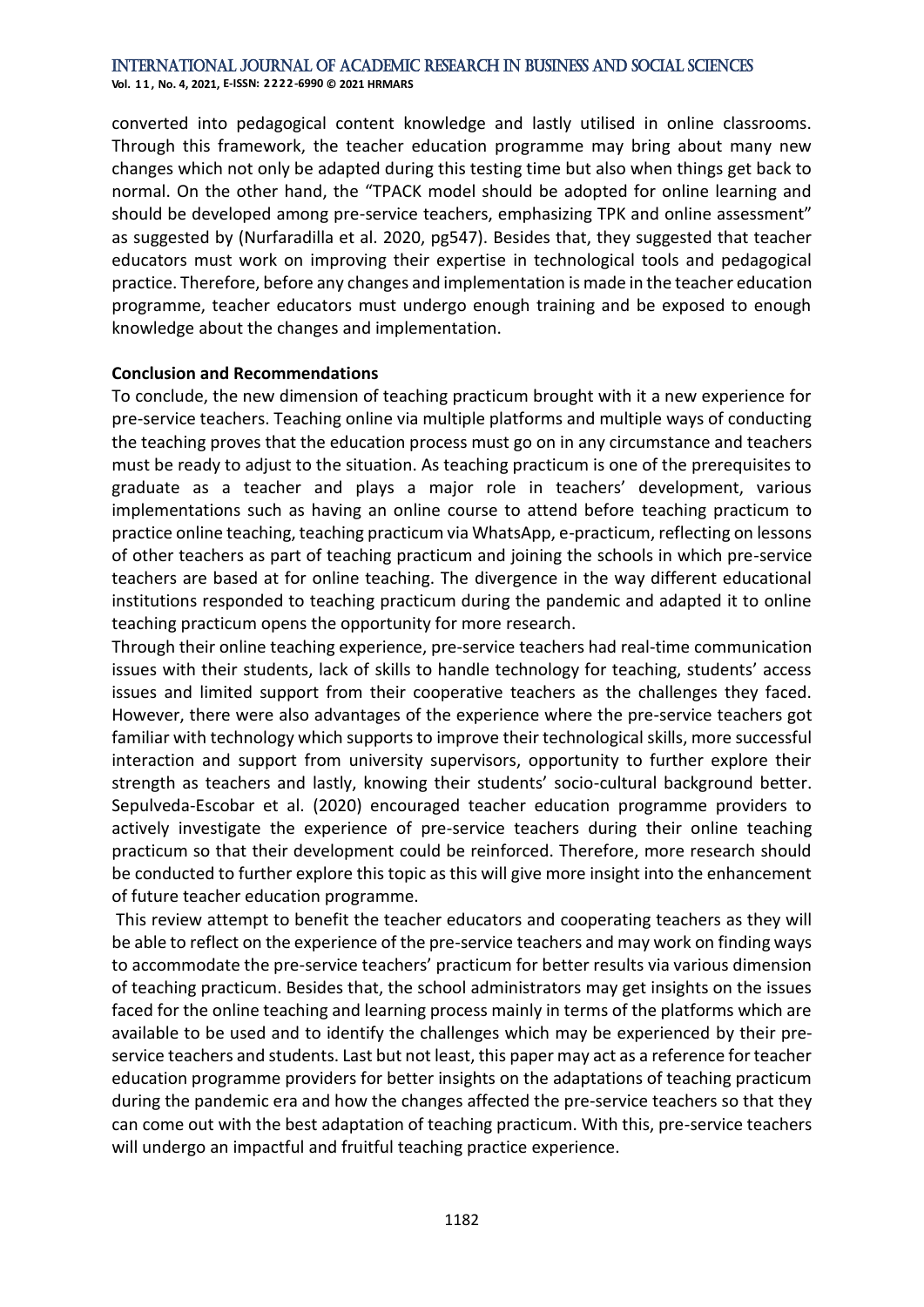converted into pedagogical content knowledge and lastly utilised in online classrooms. Through this framework, the teacher education programme may bring about many new changes which not only be adapted during this testing time but also when things get back to normal. On the other hand, the "TPACK model should be adopted for online learning and should be developed among pre-service teachers, emphasizing TPK and online assessment" as suggested by (Nurfaradilla et al. 2020, pg547). Besides that, they suggested that teacher educators must work on improving their expertise in technological tools and pedagogical practice. Therefore, before any changes and implementation is made in the teacher education programme, teacher educators must undergo enough training and be exposed to enough knowledge about the changes and implementation.

**Conclusion and Recommendations**

To conclude, the new dimension of teaching practicum brought with it a new experience for pre-service teachers. Teaching online via multiple platforms and multiple ways of conducting the teaching proves that the education process must go on in any circumstance and teachers must be ready to adjust to the situation. As teaching practicum is one of the prerequisites to graduate as a teacher and plays a major role in teachers' development, various implementations such as having an online course to attend before teaching practicum to practice online teaching, teaching practicum via WhatsApp, e-practicum, reflecting on lessons of other teachers as part of teaching practicum and joining the schools in which pre-service teachers are based at for online teaching. The divergence in the way different educational institutions responded to teaching practicum during the pandemic and adapted it to online teaching practicum opens the opportunity for more research.

Through their online teaching experience, pre-service teachers had real-time communication issues with their students, lack of skills to handle technology for teaching, students' access issues and limited support from their cooperative teachers as the challenges they faced. However, there were also advantages of the experience where the pre-service teachers got familiar with technology which supports to improve their technological skills, more successful interaction and support from university supervisors, opportunity to further explore their strength as teachers and lastly, knowing their students' socio-cultural background better. Sepulveda-Escobar et al. (2020) encouraged teacher education programme providers to actively investigate the experience of pre-service teachers during their online teaching practicum so that their development could be reinforced. Therefore, more research should be conducted to further explore this topic as this will give more insight into the enhancement of future teacher education programme.

This review attempt to benefit the teacher educators and cooperating teachers as they will be able to reflect on the experience of the pre-service teachers and may work on finding ways to accommodate the pre-service teachers' practicum for better results via various dimension of teaching practicum. Besides that, the school administrators may get insights on the issues faced for the online teaching and learning process mainly in terms of the platforms which are available to be used and to identify the challenges which may be experienced by their pre-service teachers and students. Last but not least, this paper may act as a reference for teacher education programme providers for better insights on the adaptations of teaching practicum during the pandemic era and how the changes affected the pre-service teachers so that they can come out with the best adaptation of teaching practicum. With this, pre-service teachers will undergo an impactful and fruitful teaching practice experience.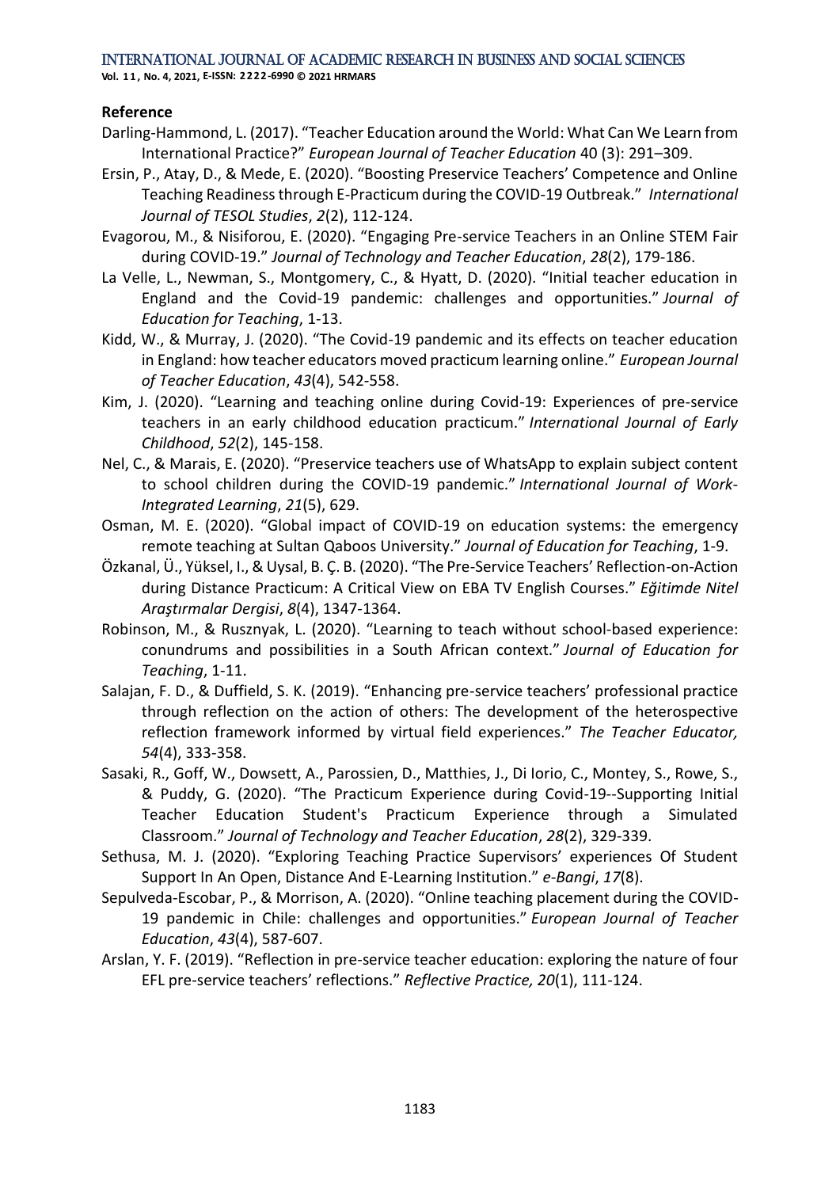**Reference**

Darling-Hammond, L. (2017). "Teacher Education around the World: What Can We Learn from International Practice?" *European Journal of Teacher Education* 40 (3): 291–309.

Ersin, P., Atay, D., & Mede, E. (2020). "Boosting Preservice Teachers' Competence and Online Teaching Readiness through E-Practicum during the COVID-19 Outbreak." *International Journal of TESOL Studies*, *2*(2), 112-124.

Evagorou, M., & Nisiforou, E. (2020). "Engaging Pre-service Teachers in an Online STEM Fair during COVID-19." *Journal of Technology and Teacher Education*, *28*(2), 179-186.

La Velle, L., Newman, S., Montgomery, C., & Hyatt, D. (2020). "Initial teacher education in England and the Covid-19 pandemic: challenges and opportunities." *Journal of Education for Teaching*, 1-13.

Kidd, W., & Murray, J. (2020). "The Covid-19 pandemic and its effects on teacher education in England: how teacher educators moved practicum learning online." *European Journal of Teacher Education*, *43*(4), 542-558.

Kim, J. (2020). "Learning and teaching online during Covid-19: Experiences of pre-service teachers in an early childhood education practicum." *International Journal of Early Childhood*, *52*(2), 145-158.

Nel, C., & Marais, E. (2020). "Preservice teachers use of WhatsApp to explain subject content to school children during the COVID-19 pandemic." *International Journal of Work-Integrated Learning*, *21*(5), 629.

Osman, M. E. (2020). "Global impact of COVID-19 on education systems: the emergency remote teaching at Sultan Qaboos University." *Journal of Education for Teaching*, 1-9.

Özkanal, Ü., Yüksel, I., & Uysal, B. Ç. B. (2020). "The Pre-Service Teachers' Reflection-on-Action during Distance Practicum: A Critical View on EBA TV English Courses." *Eğitimde Nitel Araştırmalar Dergisi*, *8*(4), 1347-1364.

Robinson, M., & Rusznyak, L. (2020). "Learning to teach without school-based experience: conundrums and possibilities in a South African context." *Journal of Education for Teaching*, 1-11.

Salajan, F. D., & Duffield, S. K. (2019). "Enhancing pre-service teachers' professional practice through reflection on the action of others: The development of the heterospective reflection framework informed by virtual field experiences." *The Teacher Educator, 54*(4), 333-358.

Sasaki, R., Goff, W., Dowsett, A., Parossien, D., Matthies, J., Di Iorio, C., Montey, S., Rowe, S., & Puddy, G. (2020). "The Practicum Experience during Covid-19--Supporting Initial Teacher Education Student's Practicum Experience through a Simulated Classroom." *Journal of Technology and Teacher Education*, *28*(2), 329-339.

Sethusa, M. J. (2020). "Exploring Teaching Practice Supervisors' experiences Of Student Support In An Open, Distance And E-Learning Institution." *e-Bangi*, *17*(8).

Sepulveda-Escobar, P., & Morrison, A. (2020). "Online teaching placement during the COVID-19 pandemic in Chile: challenges and opportunities." *European Journal of Teacher Education*, *43*(4), 587-607.

Arslan, Y. F. (2019). "Reflection in pre-service teacher education: exploring the nature of four EFL pre-service teachers' reflections." *Reflective Practice, 20*(1), 111-124.